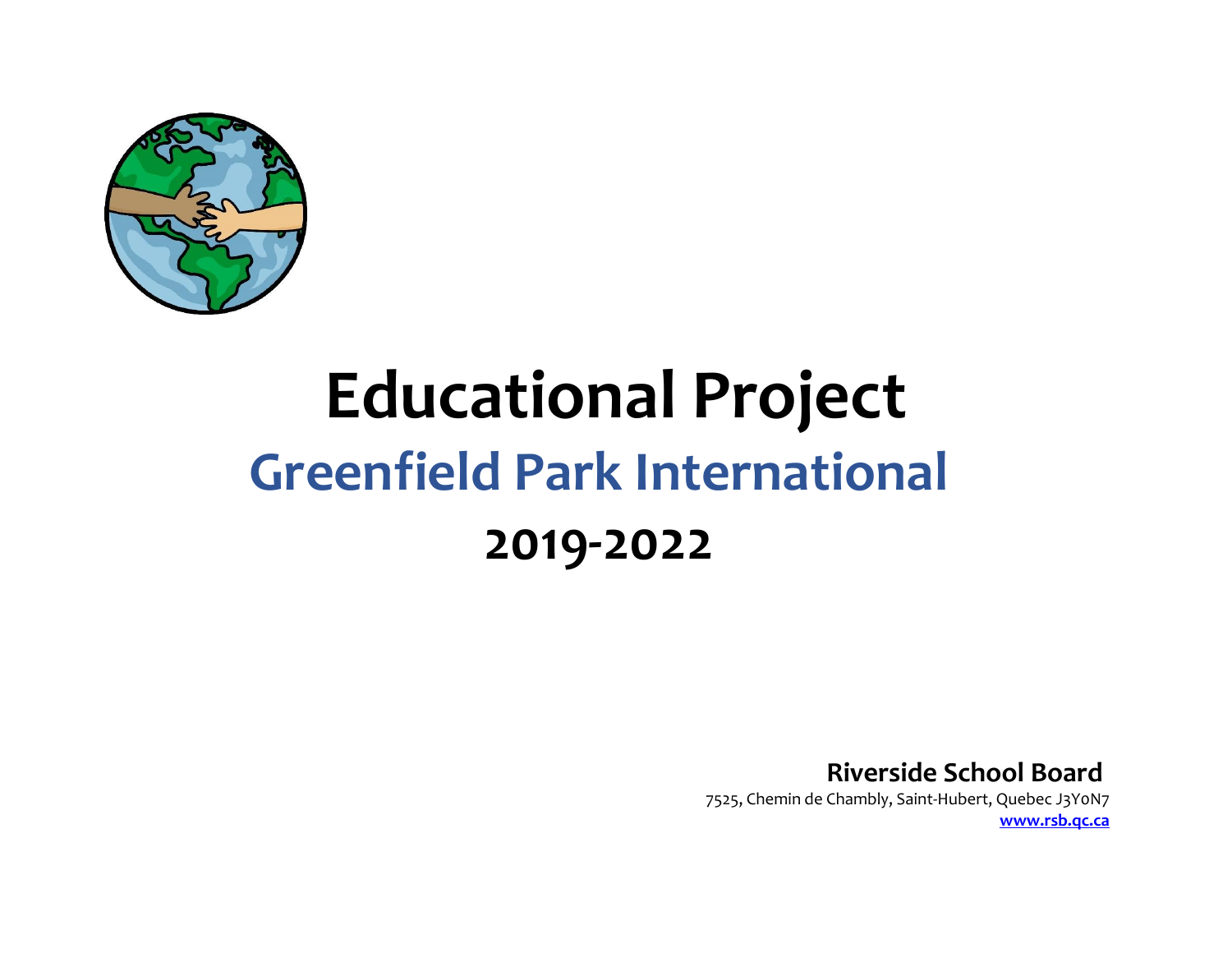# Educational Project

## Greenfield Park International

## 2019-2022

**Riverside School Board**

7525, Chemin de Chambly, Saint-Hubert, Quebec J3Y0N7

**www.rsb.qc.ca**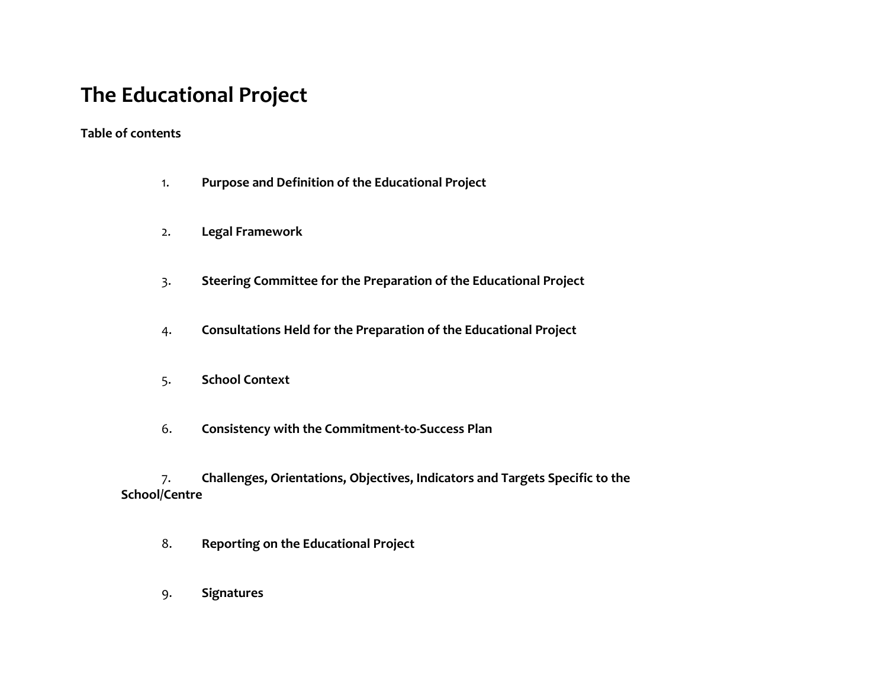# The Educational Project

**Table of contents**

1. **Purpose and Definition of the Educational Project**
2. **Legal Framework**
3. **Steering Committee for the Preparation of the Educational Project**
4. **Consultations Held for the Preparation of the Educational Project**
5. **School Context**
6. **Consistency with the Commitment-to-Success Plan**
7. **Challenges, Orientations, Objectives, Indicators and Targets Specific to the School/Centre**
8. **Reporting on the Educational Project**
9. **Signatures**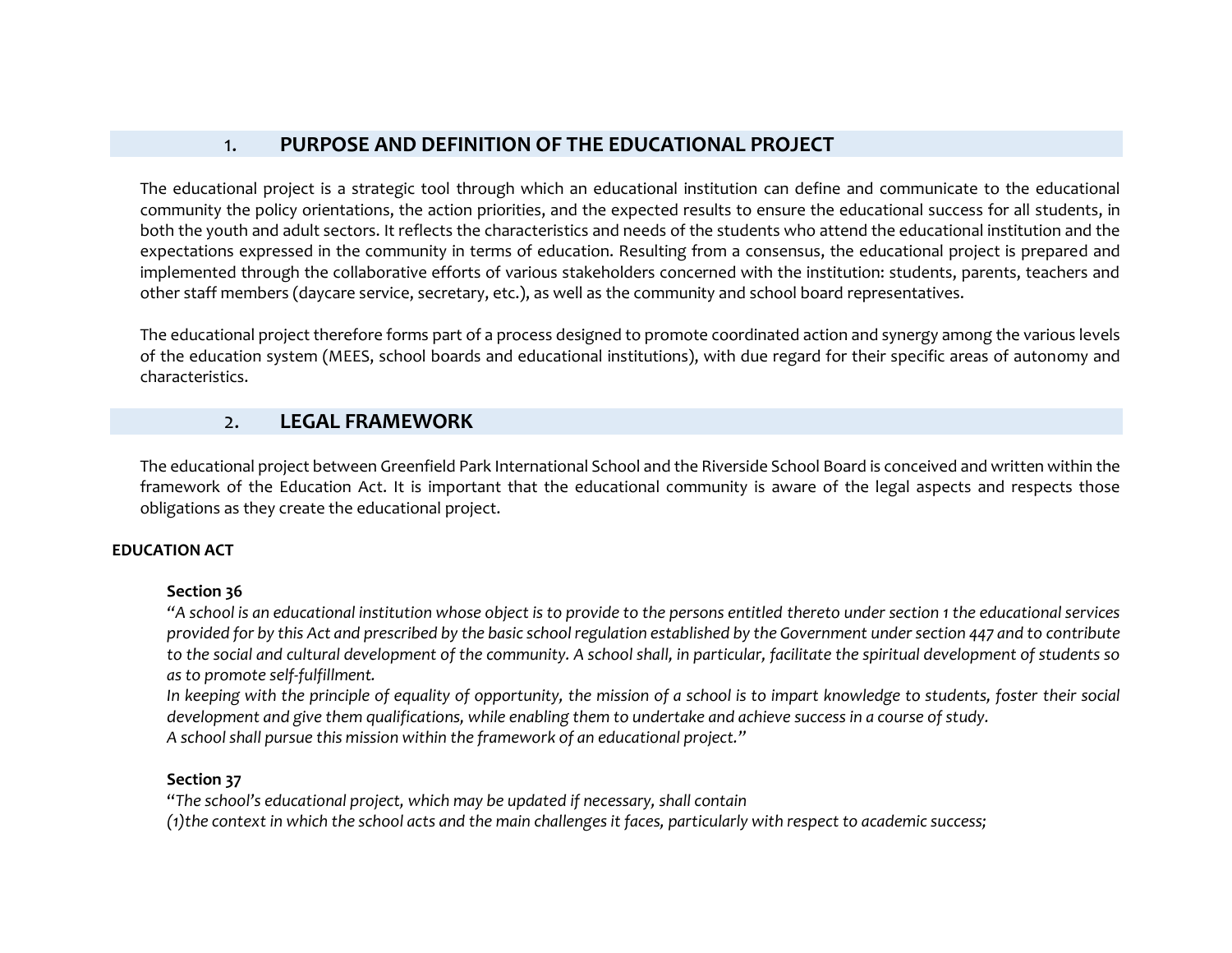## 1. PURPOSE AND DEFINITION OF THE EDUCATIONAL PROJECT

The educational project is a strategic tool through which an educational institution can define and communicate to the educational community the policy orientations, the action priorities, and the expected results to ensure the educational success for all students, in both the youth and adult sectors. It reflects the characteristics and needs of the students who attend the educational institution and the expectations expressed in the community in terms of education. Resulting from a consensus, the educational project is prepared and implemented through the collaborative efforts of various stakeholders concerned with the institution: students, parents, teachers and other staff members (daycare service, secretary, etc.), as well as the community and school board representatives.

The educational project therefore forms part of a process designed to promote coordinated action and synergy among the various levels of the education system (MEES, school boards and educational institutions), with due regard for their specific areas of autonomy and characteristics.

## 2. LEGAL FRAMEWORK

The educational project between Greenfield Park International School and the Riverside School Board is conceived and written within the framework of the Education Act. It is important that the educational community is aware of the legal aspects and respects those obligations as they create the educational project.

**EDUCATION ACT**

**Section 36**

*"A school is an educational institution whose object is to provide to the persons entitled thereto under section 1 the educational services provided for by this Act and prescribed by the basic school regulation established by the Government under section 447 and to contribute to the social and cultural development of the community. A school shall, in particular, facilitate the spiritual development of students so as to promote self-fulfillment.*

*In keeping with the principle of equality of opportunity, the mission of a school is to impart knowledge to students, foster their social development and give them qualifications, while enabling them to undertake and achieve success in a course of study.*

*A school shall pursue this mission within the framework of an educational project."*

**Section 37**

"*The school's educational project, which may be updated if necessary, shall contain*

*(1)the context in which the school acts and the main challenges it faces, particularly with respect to academic success;*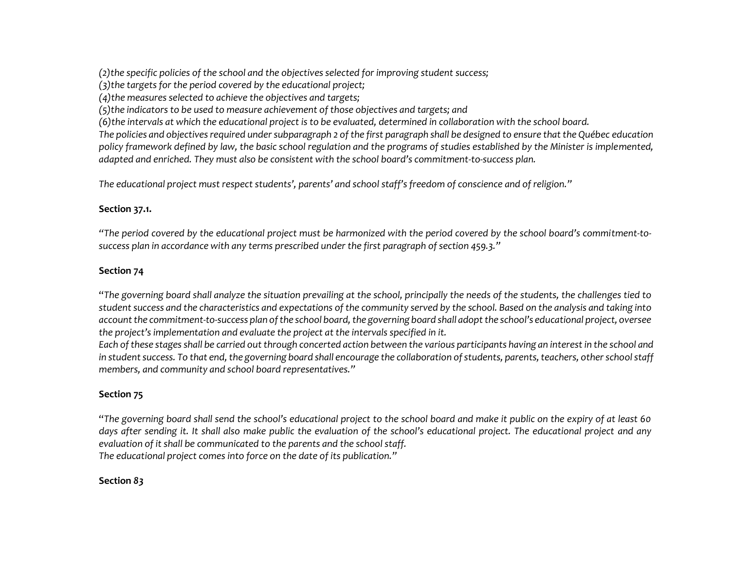*(2)the specific policies of the school and the objectives selected for improving student success;*
*(3)the targets for the period covered by the educational project;*
*(4)the measures selected to achieve the objectives and targets;*
*(5)the indicators to be used to measure achievement of those objectives and targets; and*
*(6)the intervals at which the educational project is to be evaluated, determined in collaboration with the school board.*
*The policies and objectives required under subparagraph 2 of the first paragraph shall be designed to ensure that the Québec education policy framework defined by law, the basic school regulation and the programs of studies established by the Minister is implemented, adapted and enriched. They must also be consistent with the school board's commitment-to-success plan.*

*The educational project must respect students', parents' and school staff's freedom of conscience and of religion."*

**Section 37.1.**

*"The period covered by the educational project must be harmonized with the period covered by the school board's commitment-to-success plan in accordance with any terms prescribed under the first paragraph of section 459.3."*

**Section 74**

"*The governing board shall analyze the situation prevailing at the school, principally the needs of the students, the challenges tied to student success and the characteristics and expectations of the community served by the school. Based on the analysis and taking into account the commitment-to-success plan of the school board, the governing board shall adopt the school's educational project, oversee the project's implementation and evaluate the project at the intervals specified in it.*
*Each of these stages shall be carried out through concerted action between the various participants having an interest in the school and in student success. To that end, the governing board shall encourage the collaboration of students, parents, teachers, other school staff members, and community and school board representatives."*

**Section 75**

"*The governing board shall send the school's educational project to the school board and make it public on the expiry of at least 60 days after sending it. It shall also make public the evaluation of the school's educational project. The educational project and any evaluation of it shall be communicated to the parents and the school staff.*
*The educational project comes into force on the date of its publication."*

**Section *83***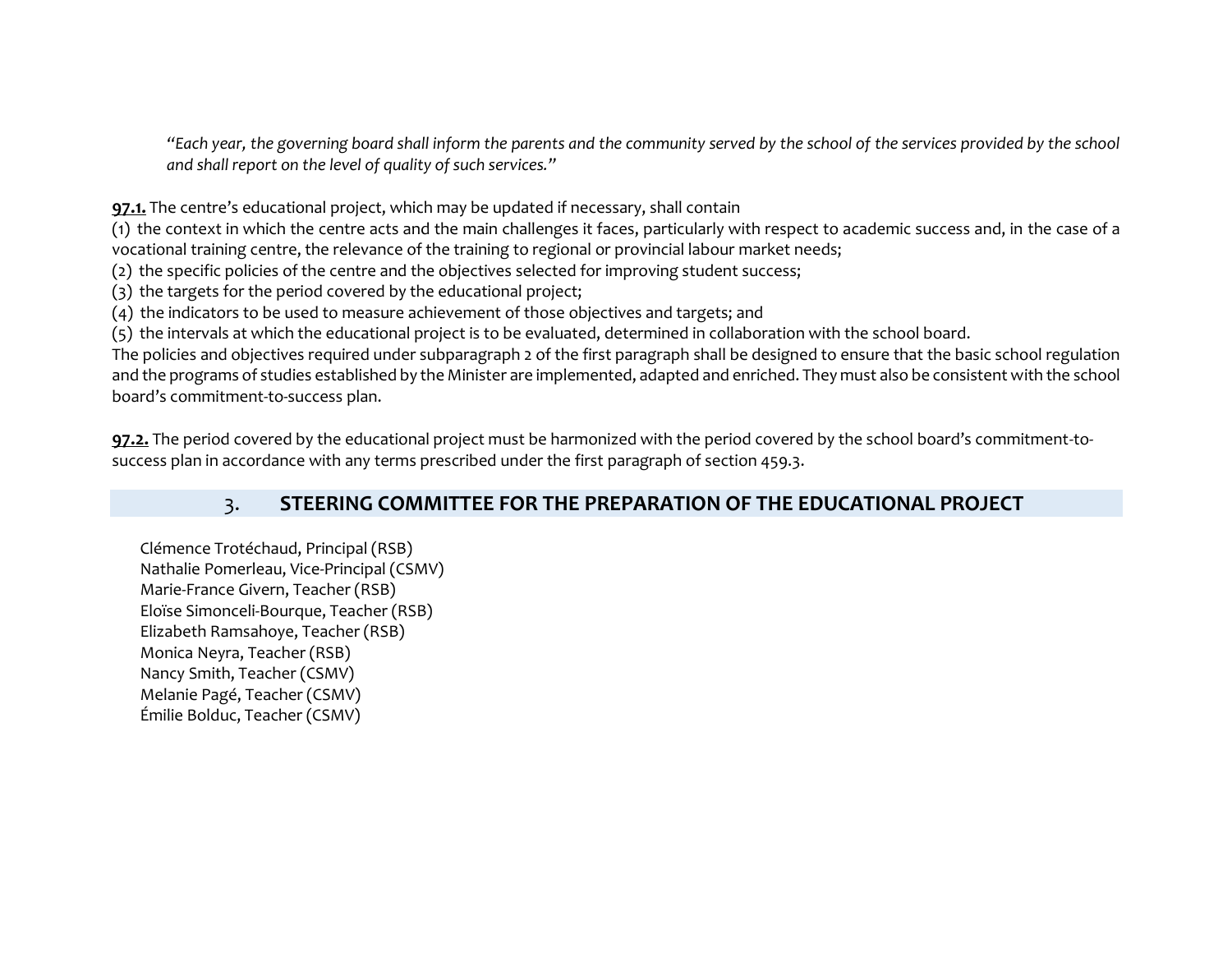*"Each year, the governing board shall inform the parents and the community served by the school of the services provided by the school and shall report on the level of quality of such services."*

**97.1.** The centre's educational project, which may be updated if necessary, shall contain

(1) the context in which the centre acts and the main challenges it faces, particularly with respect to academic success and, in the case of a vocational training centre, the relevance of the training to regional or provincial labour market needs;
(2) the specific policies of the centre and the objectives selected for improving student success;
(3) the targets for the period covered by the educational project;
(4) the indicators to be used to measure achievement of those objectives and targets; and
(5) the intervals at which the educational project is to be evaluated, determined in collaboration with the school board.

The policies and objectives required under subparagraph 2 of the first paragraph shall be designed to ensure that the basic school regulation and the programs of studies established by the Minister are implemented, adapted and enriched. They must also be consistent with the school board's commitment-to-success plan.

**97.2.** The period covered by the educational project must be harmonized with the period covered by the school board's commitment-to-success plan in accordance with any terms prescribed under the first paragraph of section 459.3.

## 3. STEERING COMMITTEE FOR THE PREPARATION OF THE EDUCATIONAL PROJECT

Clémence Trotéchaud, Principal (RSB)
Nathalie Pomerleau, Vice-Principal (CSMV)
Marie-France Givern, Teacher (RSB)
Eloïse Simonceli-Bourque, Teacher (RSB)
Elizabeth Ramsahoye, Teacher (RSB)
Monica Neyra, Teacher (RSB)
Nancy Smith, Teacher (CSMV)
Melanie Pagé, Teacher (CSMV)
Émilie Bolduc, Teacher (CSMV)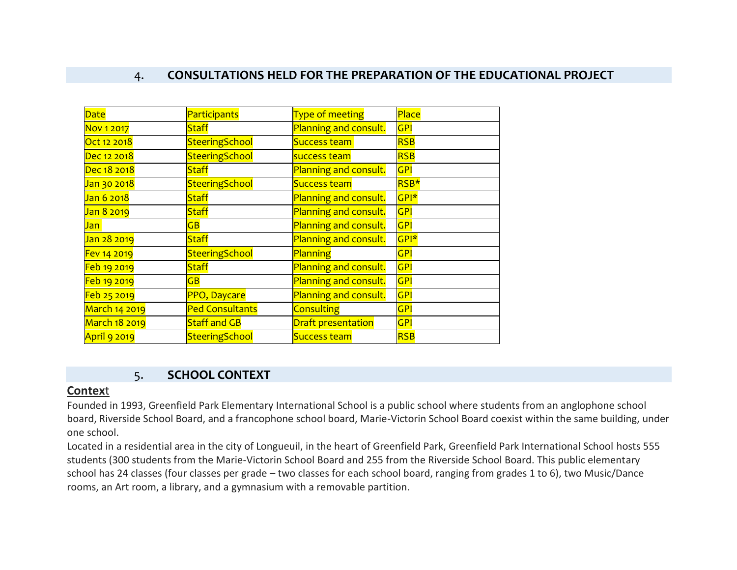## 4. CONSULTATIONS HELD FOR THE PREPARATION OF THE EDUCATIONAL PROJECT

| Date | Participants | Type of meeting | Place |
|---|---|---|---|
| Nov 1 2017 | Staff | Planning and consult. | GPI |
| Oct 12 2018 | SteeringSchool | Success team | RSB |
| Dec 12 2018 | SteeringSchool | success team | RSB |
| Dec 18 2018 | Staff | Planning and consult. | GPI |
| Jan 30 2018 | SteeringSchool | Success team | RSB* |
| Jan 6 2018 | Staff | Planning and consult. | GPI* |
| Jan 8 2019 | Staff | Planning and consult. | GPI |
| Jan | GB | Planning and consult. | GPI |
| Jan 28 2019 | Staff | Planning and consult. | GPI* |
| Fev 14 2019 | SteeringSchool | Planning | GPI |
| Feb 19 2019 | Staff | Planning and consult. | GPI |
| Feb 19 2019 | GB | Planning and consult. | GPI |
| Feb 25 2019 | PPO, Daycare | Planning and consult. | GPI |
| March 14 2019 | Ped Consultants | Consulting | GPI |
| March 18 2019 | Staff and GB | Draft presentation | GPI |
| April 9 2019 | SteeringSchool | Success team | RSB |

## 5. SCHOOL CONTEXT

**Context**

Founded in 1993, Greenfield Park Elementary International School is a public school where students from an anglophone school board, Riverside School Board, and a francophone school board, Marie-Victorin School Board coexist within the same building, under one school.

Located in a residential area in the city of Longueuil, in the heart of Greenfield Park, Greenfield Park International School hosts 555 students (300 students from the Marie-Victorin School Board and 255 from the Riverside School Board. This public elementary school has 24 classes (four classes per grade – two classes for each school board, ranging from grades 1 to 6), two Music/Dance rooms, an Art room, a library, and a gymnasium with a removable partition.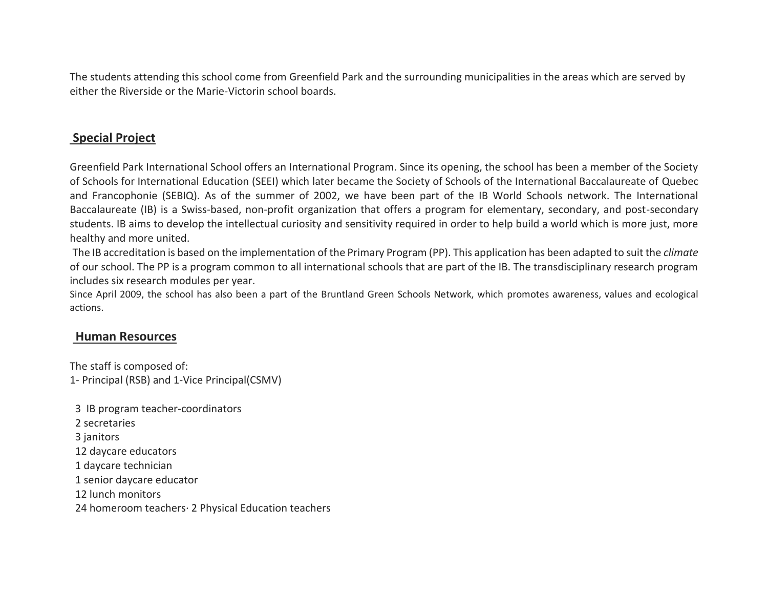The students attending this school come from Greenfield Park and the surrounding municipalities in the areas which are served by either the Riverside or the Marie-Victorin school boards.

## Special Project

Greenfield Park International School offers an International Program. Since its opening, the school has been a member of the Society of Schools for International Education (SEEI) which later became the Society of Schools of the International Baccalaureate of Quebec and Francophonie (SEBIQ). As of the summer of 2002, we have been part of the IB World Schools network. The International Baccalaureate (IB) is a Swiss-based, non-profit organization that offers a program for elementary, secondary, and post-secondary students. IB aims to develop the intellectual curiosity and sensitivity required in order to help build a world which is more just, more healthy and more united.

The IB accreditation is based on the implementation of the Primary Program (PP). This application has been adapted to suit the *climate* of our school. The PP is a program common to all international schools that are part of the IB. The transdisciplinary research program includes six research modules per year.

Since April 2009, the school has also been a part of the Bruntland Green Schools Network, which promotes awareness, values and ecological actions.

## Human Resources

The staff is composed of:
1- Principal (RSB) and 1-Vice Principal(CSMV)

3 IB program teacher-coordinators
2 secretaries
3 janitors
12 daycare educators
1 daycare technician
1 senior daycare educator
12 lunch monitors
24 homeroom teachers· 2 Physical Education teachers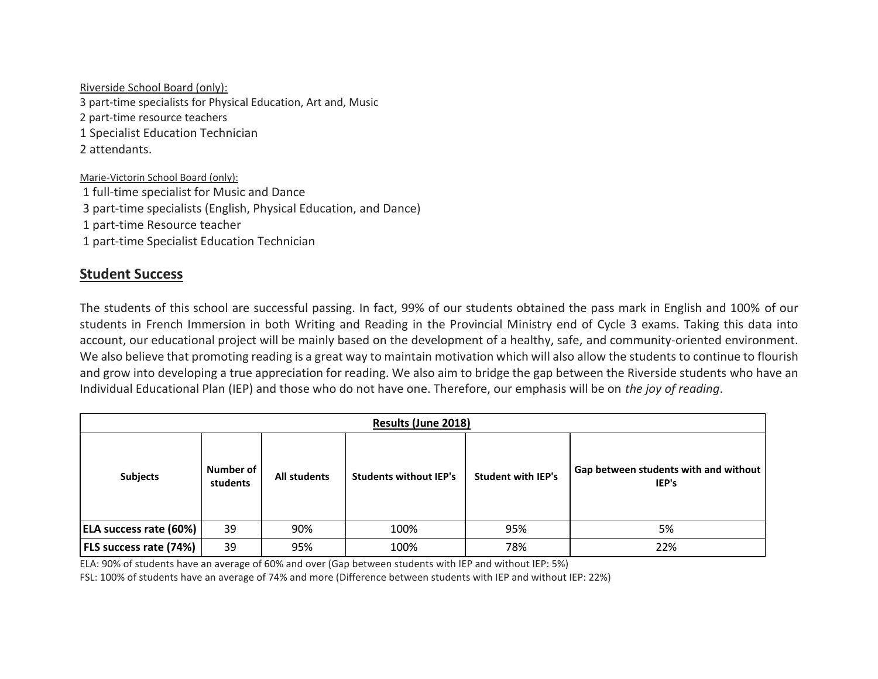Riverside School Board (only):
3 part-time specialists for Physical Education, Art and, Music
2 part-time resource teachers
1 Specialist Education Technician
2 attendants.

Marie-Victorin School Board (only):
1 full-time specialist for Music and Dance
3 part-time specialists (English, Physical Education, and Dance)
1 part-time Resource teacher
1 part-time Specialist Education Technician

## Student Success

The students of this school are successful passing. In fact, 99% of our students obtained the pass mark in English and 100% of our students in French Immersion in both Writing and Reading in the Provincial Ministry end of Cycle 3 exams. Taking this data into account, our educational project will be mainly based on the development of a healthy, safe, and community-oriented environment. We also believe that promoting reading is a great way to maintain motivation which will also allow the students to continue to flourish and grow into developing a true appreciation for reading. We also aim to bridge the gap between the Riverside students who have an Individual Educational Plan (IEP) and those who do not have one. Therefore, our emphasis will be on *the joy of reading*.

| Results (June 2018) | | | | | |
|---|---|---|---|---|---|
| **Subjects** | **Number of students** | **All students** | **Students without IEP's** | **Student with IEP's** | **Gap between students with and without IEP's** |
| **ELA success rate (60%)** | 39 | 90% | 100% | 95% | 5% |
| **FLS success rate (74%)** | 39 | 95% | 100% | 78% | 22% |

ELA: 90% of students have an average of 60% and over (Gap between students with IEP and without IEP: 5%)
FSL: 100% of students have an average of 74% and more (Difference between students with IEP and without IEP: 22%)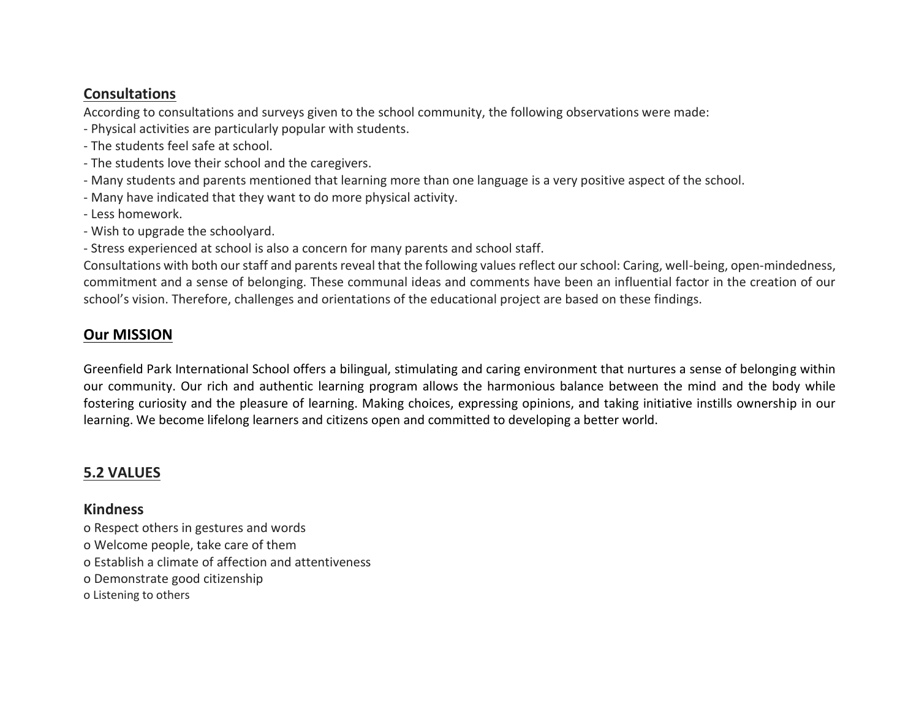## Consultations

According to consultations and surveys given to the school community, the following observations were made:

- Physical activities are particularly popular with students.
- The students feel safe at school.
- The students love their school and the caregivers.
- Many students and parents mentioned that learning more than one language is a very positive aspect of the school.
- Many have indicated that they want to do more physical activity.
- Less homework.
- Wish to upgrade the schoolyard.
- Stress experienced at school is also a concern for many parents and school staff.

Consultations with both our staff and parents reveal that the following values reflect our school: Caring, well-being, open-mindedness, commitment and a sense of belonging. These communal ideas and comments have been an influential factor in the creation of our school's vision. Therefore, challenges and orientations of the educational project are based on these findings.

## Our MISSION

Greenfield Park International School offers a bilingual, stimulating and caring environment that nurtures a sense of belonging within our community. Our rich and authentic learning program allows the harmonious balance between the mind and the body while fostering curiosity and the pleasure of learning. Making choices, expressing opinions, and taking initiative instills ownership in our learning. We become lifelong learners and citizens open and committed to developing a better world.

## 5.2 VALUES

### Kindness

- Respect others in gestures and words
- Welcome people, take care of them
- Establish a climate of affection and attentiveness
- Demonstrate good citizenship
- Listening to others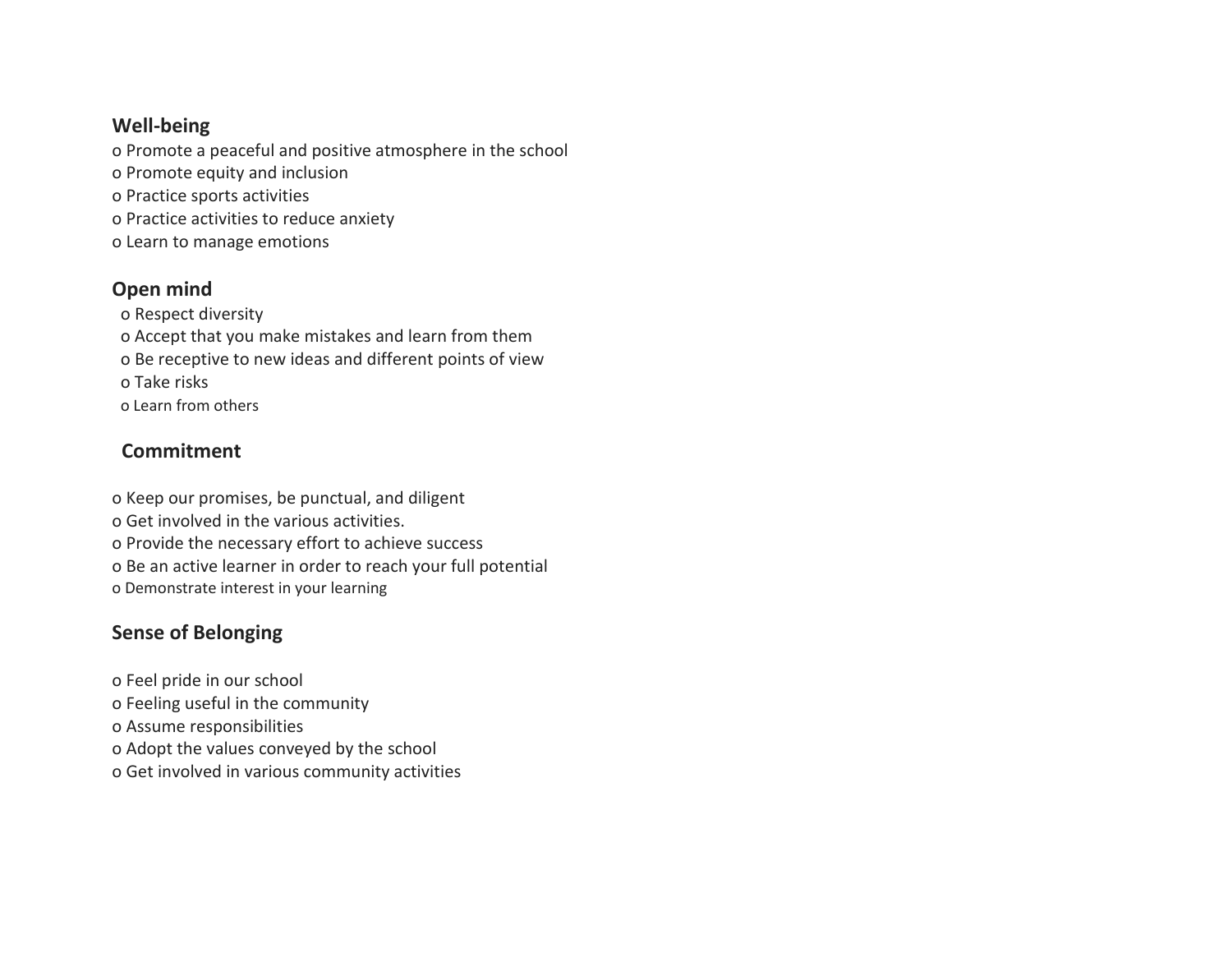**Well-being**

- Promote a peaceful and positive atmosphere in the school
- Promote equity and inclusion
- Practice sports activities
- Practice activities to reduce anxiety
- Learn to manage emotions

**Open mind**

- Respect diversity
- Accept that you make mistakes and learn from them
- Be receptive to new ideas and different points of view
- Take risks
- Learn from others

**Commitment**

- Keep our promises, be punctual, and diligent
- Get involved in the various activities.
- Provide the necessary effort to achieve success
- Be an active learner in order to reach your full potential
- Demonstrate interest in your learning

**Sense of Belonging**

- Feel pride in our school
- Feeling useful in the community
- Assume responsibilities
- Adopt the values conveyed by the school
- Get involved in various community activities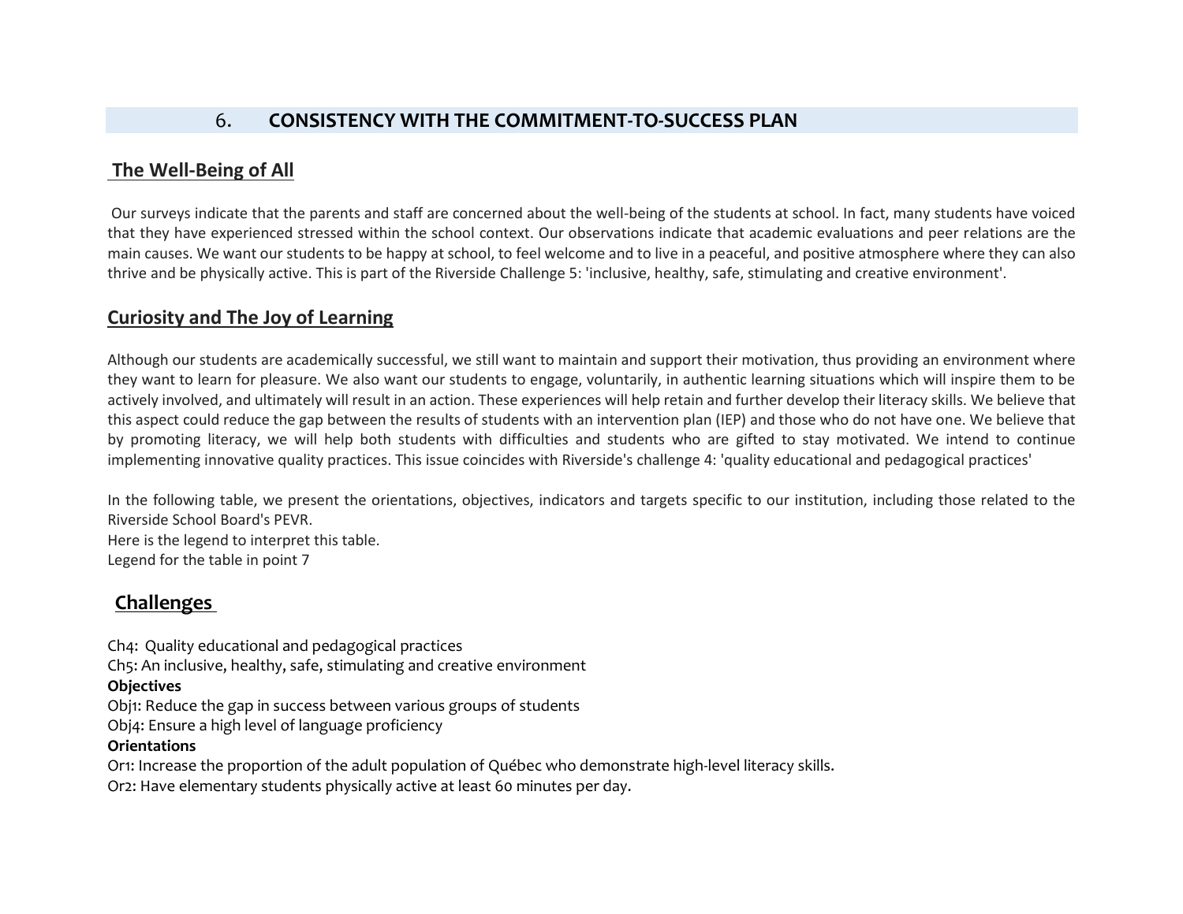## 6. CONSISTENCY WITH THE COMMITMENT-TO-SUCCESS PLAN

### The Well-Being of All

Our surveys indicate that the parents and staff are concerned about the well-being of the students at school. In fact, many students have voiced that they have experienced stressed within the school context. Our observations indicate that academic evaluations and peer relations are the main causes. We want our students to be happy at school, to feel welcome and to live in a peaceful, and positive atmosphere where they can also thrive and be physically active. This is part of the Riverside Challenge 5: 'inclusive, healthy, safe, stimulating and creative environment'.

### Curiosity and The Joy of Learning

Although our students are academically successful, we still want to maintain and support their motivation, thus providing an environment where they want to learn for pleasure. We also want our students to engage, voluntarily, in authentic learning situations which will inspire them to be actively involved, and ultimately will result in an action. These experiences will help retain and further develop their literacy skills. We believe that this aspect could reduce the gap between the results of students with an intervention plan (IEP) and those who do not have one. We believe that by promoting literacy, we will help both students with difficulties and students who are gifted to stay motivated. We intend to continue implementing innovative quality practices. This issue coincides with Riverside's challenge 4: 'quality educational and pedagogical practices'

In the following table, we present the orientations, objectives, indicators and targets specific to our institution, including those related to the Riverside School Board's PEVR.
Here is the legend to interpret this table.
Legend for the table in point 7

### Challenges

Ch4: Quality educational and pedagogical practices
Ch5: An inclusive, healthy, safe, stimulating and creative environment

**Objectives**

Obj1: Reduce the gap in success between various groups of students
Obj4: Ensure a high level of language proficiency

**Orientations**

Or1: Increase the proportion of the adult population of Québec who demonstrate high-level literacy skills.
Or2: Have elementary students physically active at least 60 minutes per day.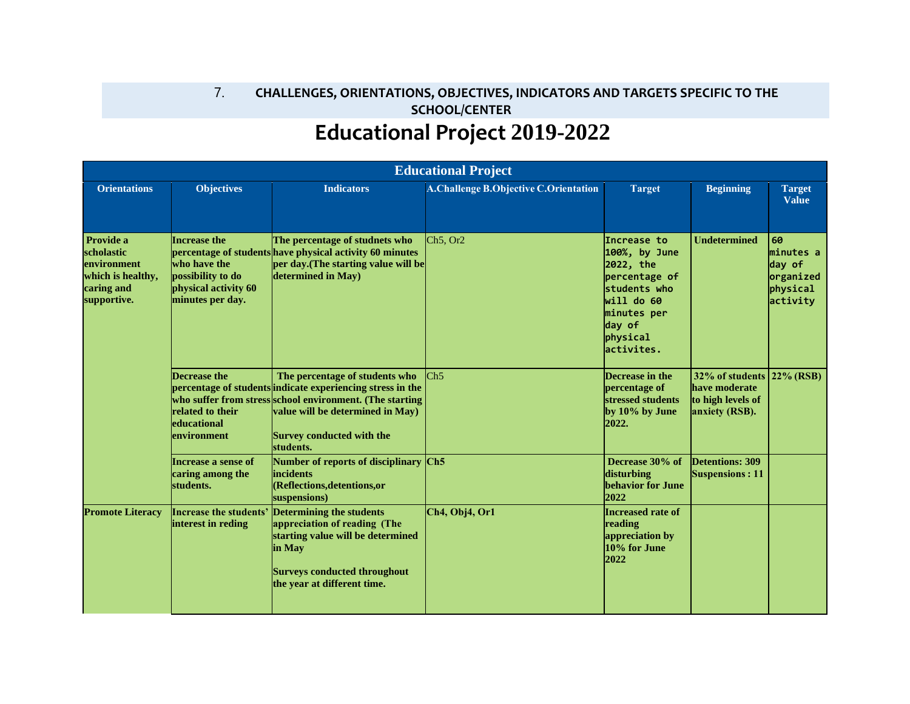## 7. CHALLENGES, ORIENTATIONS, OBJECTIVES, INDICATORS AND TARGETS SPECIFIC TO THE SCHOOL/CENTER

# Educational Project 2019-2022

| Educational Project | | | | | | |
|---|---|---|---|---|---|---|
| **Orientations** | **Objectives** | **Indicators** | **A.Challenge B.Objective C.Orientation** | **Target** | **Beginning** | **Target Value** |
| **Provide a scholastic environment which is healthy, caring and supportive.** | **Increase the percentage of students who have the possibility to do physical activity 60 minutes per day.** | **The percentage of studnets who have physical activity 60 minutes per day.(The starting value will be determined in May)** | Ch5, Or2 | Increase to 100%, by June 2022, the percentage of students who will do 60 minutes per day of physical activites. | **Undetermined** | **60** minutes a day of organized physical activity |
| | **Decrease the percentage of students who suffer from stress related to their educational environment** | **The percentage of students who indicate experiencing stress in the school environment. (The starting value will be determined in May)**<br><br>**Survey conducted with the students.** | Ch5 | **Decrease in the percentage of stressed students by 10% by June 2022.** | **32% of students have moderate to high levels of anxiety (RSB).** | **22% (RSB)** |
| | **Increase a sense of caring among the students.** | **Number of reports of disciplinary incidents (Reflections,detentions,or suspensions)** | **Ch5** | **Decrease 30% of disturbing behavior for June 2022** | **Detentions: 309 Suspensions : 11** | |
| **Promote Literacy** | **Increase the students' interest in reding** | **Determining the students appreciation of reading (The starting value will be determined in May**<br><br>**Surveys conducted throughout the year at different time.** | **Ch4, Obj4, Or1** | **Increased rate of reading appreciation by 10% for June 2022** | | |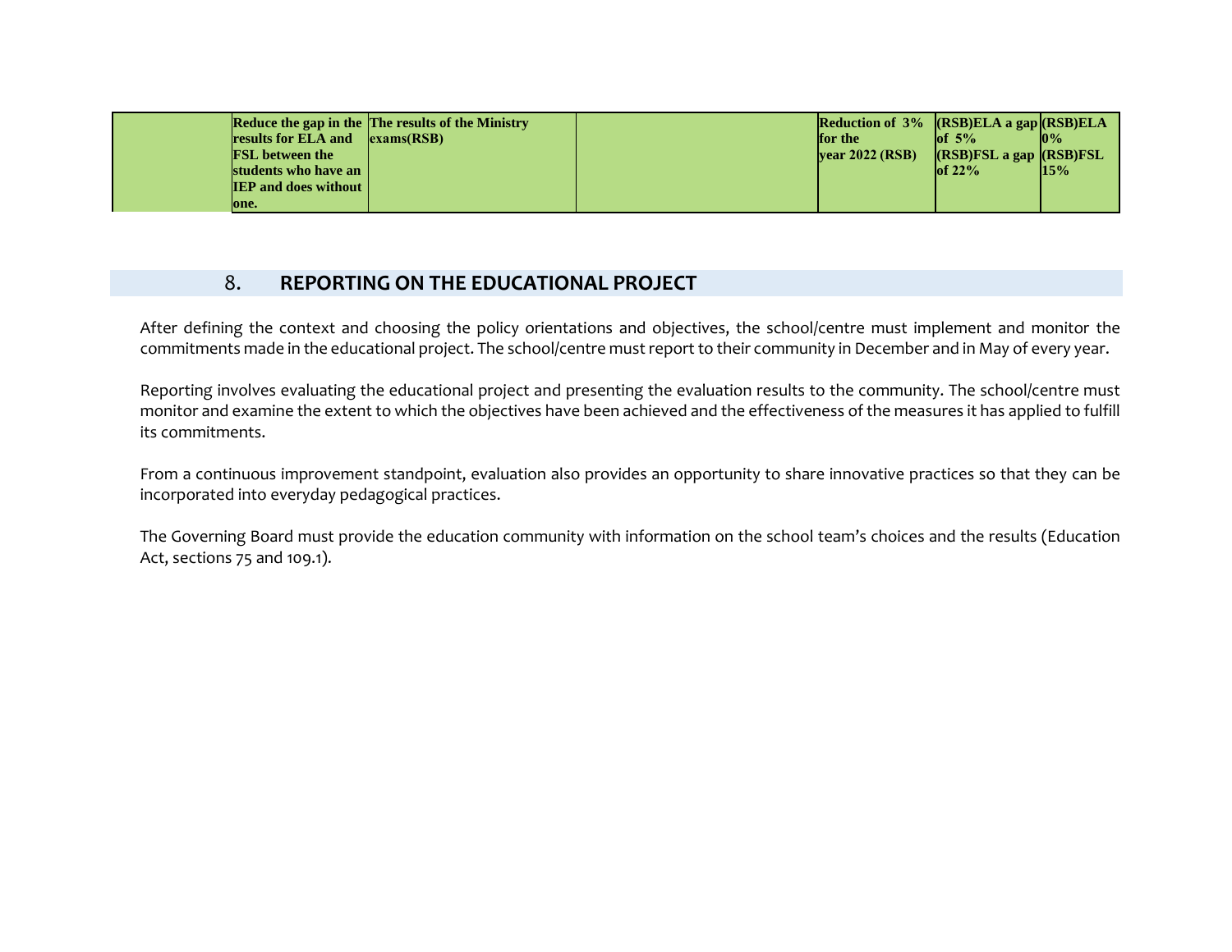| | | | | | | |
|---|---|---|---|---|---|---|
| | **Reduce the gap in the results for ELA and FSL between the students who have an IEP and does without one.** | **The results of the Ministry exams(RSB)** | | **Reduction of 3% for the year 2022 (RSB)** | **(RSB)ELA a gap of 5%**<br>**(RSB)FSL a gap of 22%** | **(RSB)ELA 0%**<br>**(RSB)FSL 15%** |

## 8. REPORTING ON THE EDUCATIONAL PROJECT

After defining the context and choosing the policy orientations and objectives, the school/centre must implement and monitor the commitments made in the educational project. The school/centre must report to their community in December and in May of every year.

Reporting involves evaluating the educational project and presenting the evaluation results to the community. The school/centre must monitor and examine the extent to which the objectives have been achieved and the effectiveness of the measures it has applied to fulfill its commitments.

From a continuous improvement standpoint, evaluation also provides an opportunity to share innovative practices so that they can be incorporated into everyday pedagogical practices.

The Governing Board must provide the education community with information on the school team's choices and the results (Education Act, sections 75 and 109.1).